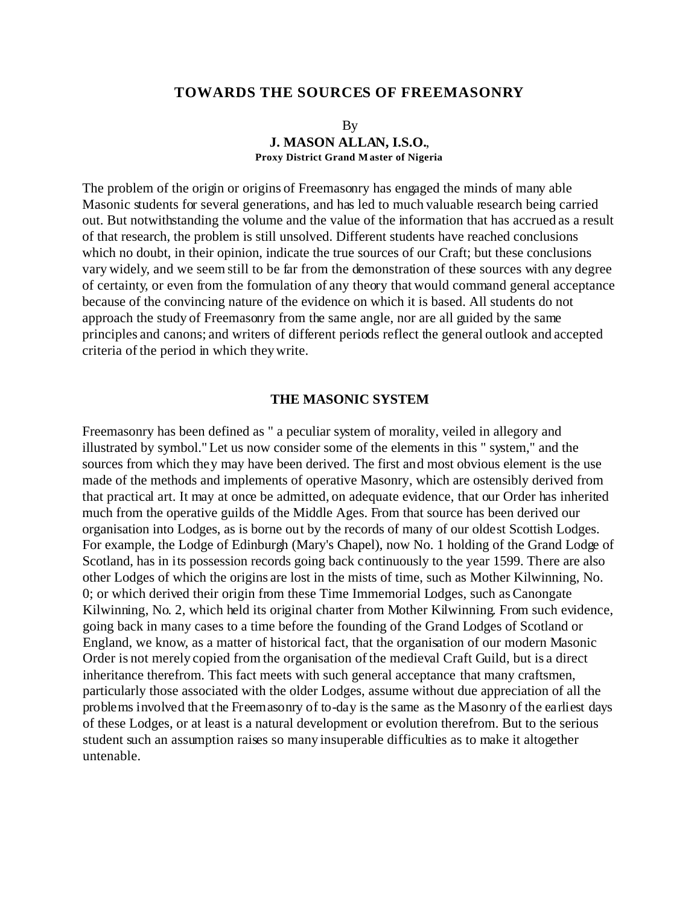# TOWARDS THE SOURCES OF FREEMASONRY

By
**J. MASON ALLAN, I.S.O.,**
**Proxy District Grand Master of Nigeria**

The problem of the origin or origins of Freemasonry has engaged the minds of many able Masonic students for several generations, and has led to much valuable research being carried out. But notwithstanding the volume and the value of the information that has accrued as a result of that research, the problem is still unsolved. Different students have reached conclusions which no doubt, in their opinion, indicate the true sources of our Craft; but these conclusions vary widely, and we seem still to be far from the demonstration of these sources with any degree of certainty, or even from the formulation of any theory that would command general acceptance because of the convincing nature of the evidence on which it is based. All students do not approach the study of Freemasonry from the same angle, nor are all guided by the same principles and canons; and writers of different periods reflect the general outlook and accepted criteria of the period in which they write.

## THE MASONIC SYSTEM

Freemasonry has been defined as " a peculiar system of morality, veiled in allegory and illustrated by symbol." Let us now consider some of the elements in this " system," and the sources from which they may have been derived. The first and most obvious element is the use made of the methods and implements of operative Masonry, which are ostensibly derived from that practical art. It may at once be admitted, on adequate evidence, that our Order has inherited much from the operative guilds of the Middle Ages. From that source has been derived our organisation into Lodges, as is borne out by the records of many of our oldest Scottish Lodges. For example, the Lodge of Edinburgh (Mary's Chapel), now No. 1 holding of the Grand Lodge of Scotland, has in its possession records going back continuously to the year 1599. There are also other Lodges of which the origins are lost in the mists of time, such as Mother Kilwinning, No. 0; or which derived their origin from these Time Immemorial Lodges, such as Canongate Kilwinning, No. 2, which held its original charter from Mother Kilwinning. From such evidence, going back in many cases to a time before the founding of the Grand Lodges of Scotland or England, we know, as a matter of historical fact, that the organisation of our modern Masonic Order is not merely copied from the organisation of the medieval Craft Guild, but is a direct inheritance therefrom. This fact meets with such general acceptance that many craftsmen, particularly those associated with the older Lodges, assume without due appreciation of all the problems involved that the Freemasonry of to-day is the same as the Masonry of the earliest days of these Lodges, or at least is a natural development or evolution therefrom. But to the serious student such an assumption raises so many insuperable difficulties as to make it altogether untenable.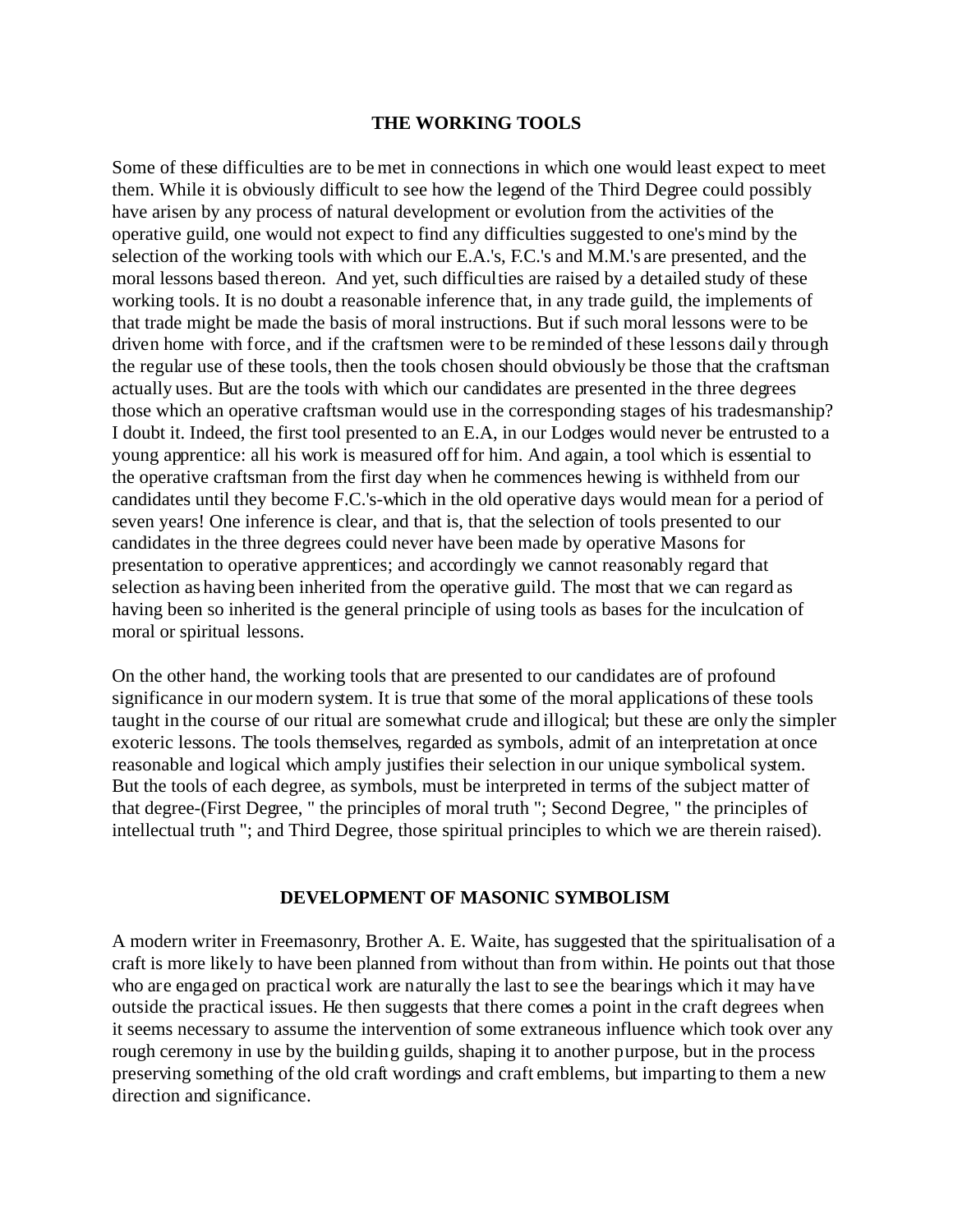## THE WORKING TOOLS

Some of these difficulties are to be met in connections in which one would least expect to meet them. While it is obviously difficult to see how the legend of the Third Degree could possibly have arisen by any process of natural development or evolution from the activities of the operative guild, one would not expect to find any difficulties suggested to one's mind by the selection of the working tools with which our E.A.'s, F.C.'s and M.M.'s are presented, and the moral lessons based thereon. And yet, such difficulties are raised by a detailed study of these working tools. It is no doubt a reasonable inference that, in any trade guild, the implements of that trade might be made the basis of moral instructions. But if such moral lessons were to be driven home with force, and if the craftsmen were to be reminded of these lessons daily through the regular use of these tools, then the tools chosen should obviously be those that the craftsman actually uses. But are the tools with which our candidates are presented in the three degrees those which an operative craftsman would use in the corresponding stages of his tradesmanship? I doubt it. Indeed, the first tool presented to an E.A, in our Lodges would never be entrusted to a young apprentice: all his work is measured off for him. And again, a tool which is essential to the operative craftsman from the first day when he commences hewing is withheld from our candidates until they become F.C.'s-which in the old operative days would mean for a period of seven years! One inference is clear, and that is, that the selection of tools presented to our candidates in the three degrees could never have been made by operative Masons for presentation to operative apprentices; and accordingly we cannot reasonably regard that selection as having been inherited from the operative guild. The most that we can regard as having been so inherited is the general principle of using tools as bases for the inculcation of moral or spiritual lessons.

On the other hand, the working tools that are presented to our candidates are of profound significance in our modern system. It is true that some of the moral applications of these tools taught in the course of our ritual are somewhat crude and illogical; but these are only the simpler exoteric lessons. The tools themselves, regarded as symbols, admit of an interpretation at once reasonable and logical which amply justifies their selection in our unique symbolical system. But the tools of each degree, as symbols, must be interpreted in terms of the subject matter of that degree-(First Degree, " the principles of moral truth "; Second Degree, " the principles of intellectual truth "; and Third Degree, those spiritual principles to which we are therein raised).

## DEVELOPMENT OF MASONIC SYMBOLISM

A modern writer in Freemasonry, Brother A. E. Waite, has suggested that the spiritualisation of a craft is more likely to have been planned from without than from within. He points out that those who are engaged on practical work are naturally the last to see the bearings which it may have outside the practical issues. He then suggests that there comes a point in the craft degrees when it seems necessary to assume the intervention of some extraneous influence which took over any rough ceremony in use by the building guilds, shaping it to another purpose, but in the process preserving something of the old craft wordings and craft emblems, but imparting to them a new direction and significance.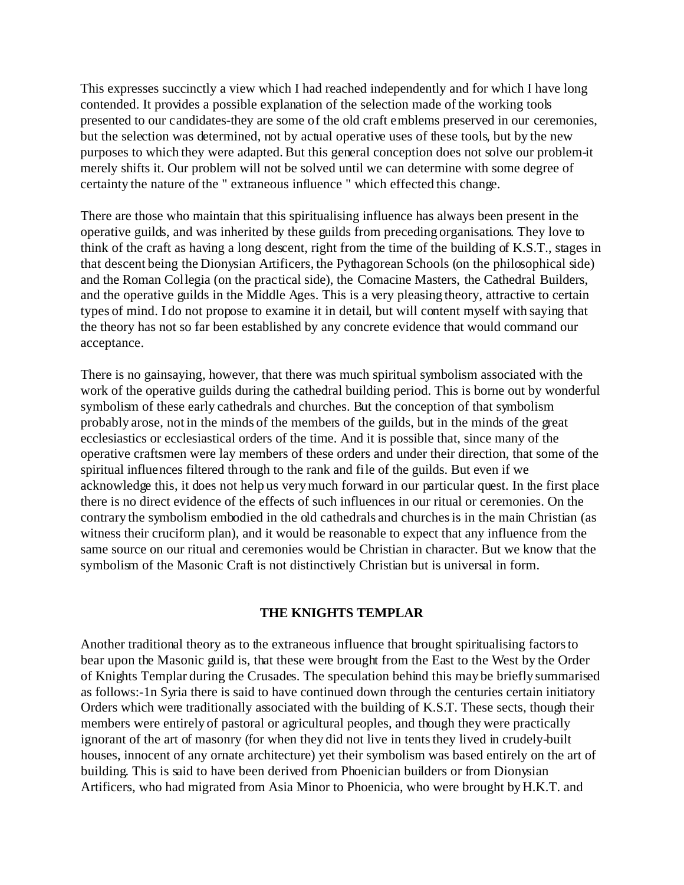This expresses succinctly a view which I had reached independently and for which I have long contended. It provides a possible explanation of the selection made of the working tools presented to our candidates-they are some of the old craft emblems preserved in our ceremonies, but the selection was determined, not by actual operative uses of these tools, but by the new purposes to which they were adapted. But this general conception does not solve our problem-it merely shifts it. Our problem will not be solved until we can determine with some degree of certainty the nature of the " extraneous influence " which effected this change.

There are those who maintain that this spiritualising influence has always been present in the operative guilds, and was inherited by these guilds from preceding organisations. They love to think of the craft as having a long descent, right from the time of the building of K.S.T., stages in that descent being the Dionysian Artificers, the Pythagorean Schools (on the philosophical side) and the Roman Collegia (on the practical side), the Comacine Masters, the Cathedral Builders, and the operative guilds in the Middle Ages. This is a very pleasing theory, attractive to certain types of mind. I do not propose to examine it in detail, but will content myself with saying that the theory has not so far been established by any concrete evidence that would command our acceptance.

There is no gainsaying, however, that there was much spiritual symbolism associated with the work of the operative guilds during the cathedral building period. This is borne out by wonderful symbolism of these early cathedrals and churches. But the conception of that symbolism probably arose, not in the minds of the members of the guilds, but in the minds of the great ecclesiastics or ecclesiastical orders of the time. And it is possible that, since many of the operative craftsmen were lay members of these orders and under their direction, that some of the spiritual influences filtered through to the rank and file of the guilds. But even if we acknowledge this, it does not help us very much forward in our particular quest. In the first place there is no direct evidence of the effects of such influences in our ritual or ceremonies. On the contrary the symbolism embodied in the old cathedrals and churches is in the main Christian (as witness their cruciform plan), and it would be reasonable to expect that any influence from the same source on our ritual and ceremonies would be Christian in character. But we know that the symbolism of the Masonic Craft is not distinctively Christian but is universal in form.

## THE KNIGHTS TEMPLAR

Another traditional theory as to the extraneous influence that brought spiritualising factors to bear upon the Masonic guild is, that these were brought from the East to the West by the Order of Knights Templar during the Crusades. The speculation behind this may be briefly summarised as follows:-1n Syria there is said to have continued down through the centuries certain initiatory Orders which were traditionally associated with the building of K.S.T. These sects, though their members were entirely of pastoral or agricultural peoples, and though they were practically ignorant of the art of masonry (for when they did not live in tents they lived in crudely-built houses, innocent of any ornate architecture) yet their symbolism was based entirely on the art of building. This is said to have been derived from Phoenician builders or from Dionysian Artificers, who had migrated from Asia Minor to Phoenicia, who were brought by H.K.T. and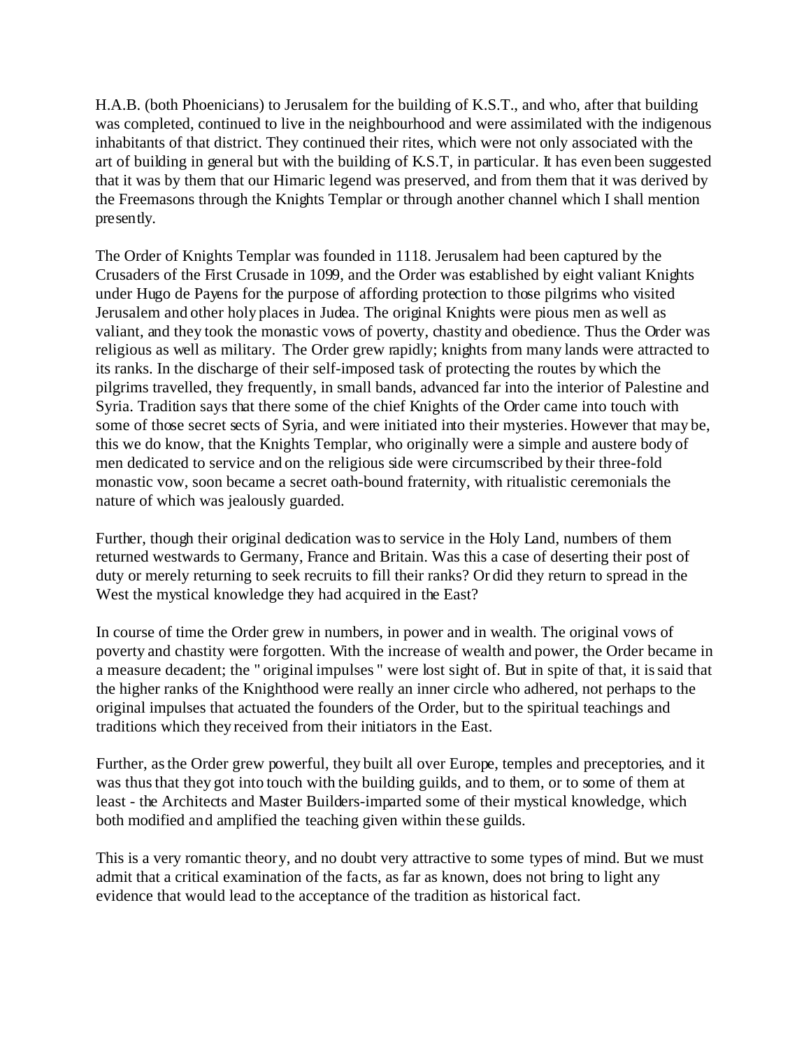H.A.B. (both Phoenicians) to Jerusalem for the building of K.S.T., and who, after that building was completed, continued to live in the neighbourhood and were assimilated with the indigenous inhabitants of that district. They continued their rites, which were not only associated with the art of building in general but with the building of K.S.T, in particular. It has even been suggested that it was by them that our Himaric legend was preserved, and from them that it was derived by the Freemasons through the Knights Templar or through another channel which I shall mention presently.

The Order of Knights Templar was founded in 1118. Jerusalem had been captured by the Crusaders of the First Crusade in 1099, and the Order was established by eight valiant Knights under Hugo de Payens for the purpose of affording protection to those pilgrims who visited Jerusalem and other holy places in Judea. The original Knights were pious men as well as valiant, and they took the monastic vows of poverty, chastity and obedience. Thus the Order was religious as well as military. The Order grew rapidly; knights from many lands were attracted to its ranks. In the discharge of their self-imposed task of protecting the routes by which the pilgrims travelled, they frequently, in small bands, advanced far into the interior of Palestine and Syria. Tradition says that there some of the chief Knights of the Order came into touch with some of those secret sects of Syria, and were initiated into their mysteries. However that may be, this we do know, that the Knights Templar, who originally were a simple and austere body of men dedicated to service and on the religious side were circumscribed by their three-fold monastic vow, soon became a secret oath-bound fraternity, with ritualistic ceremonials the nature of which was jealously guarded.

Further, though their original dedication was to service in the Holy Land, numbers of them returned westwards to Germany, France and Britain. Was this a case of deserting their post of duty or merely returning to seek recruits to fill their ranks? Or did they return to spread in the West the mystical knowledge they had acquired in the East?

In course of time the Order grew in numbers, in power and in wealth. The original vows of poverty and chastity were forgotten. With the increase of wealth and power, the Order became in a measure decadent; the " original impulses " were lost sight of. But in spite of that, it is said that the higher ranks of the Knighthood were really an inner circle who adhered, not perhaps to the original impulses that actuated the founders of the Order, but to the spiritual teachings and traditions which they received from their initiators in the East.

Further, as the Order grew powerful, they built all over Europe, temples and preceptories, and it was thus that they got into touch with the building guilds, and to them, or to some of them at least - the Architects and Master Builders-imparted some of their mystical knowledge, which both modified and amplified the teaching given within these guilds.

This is a very romantic theory, and no doubt very attractive to some types of mind. But we must admit that a critical examination of the facts, as far as known, does not bring to light any evidence that would lead to the acceptance of the tradition as historical fact.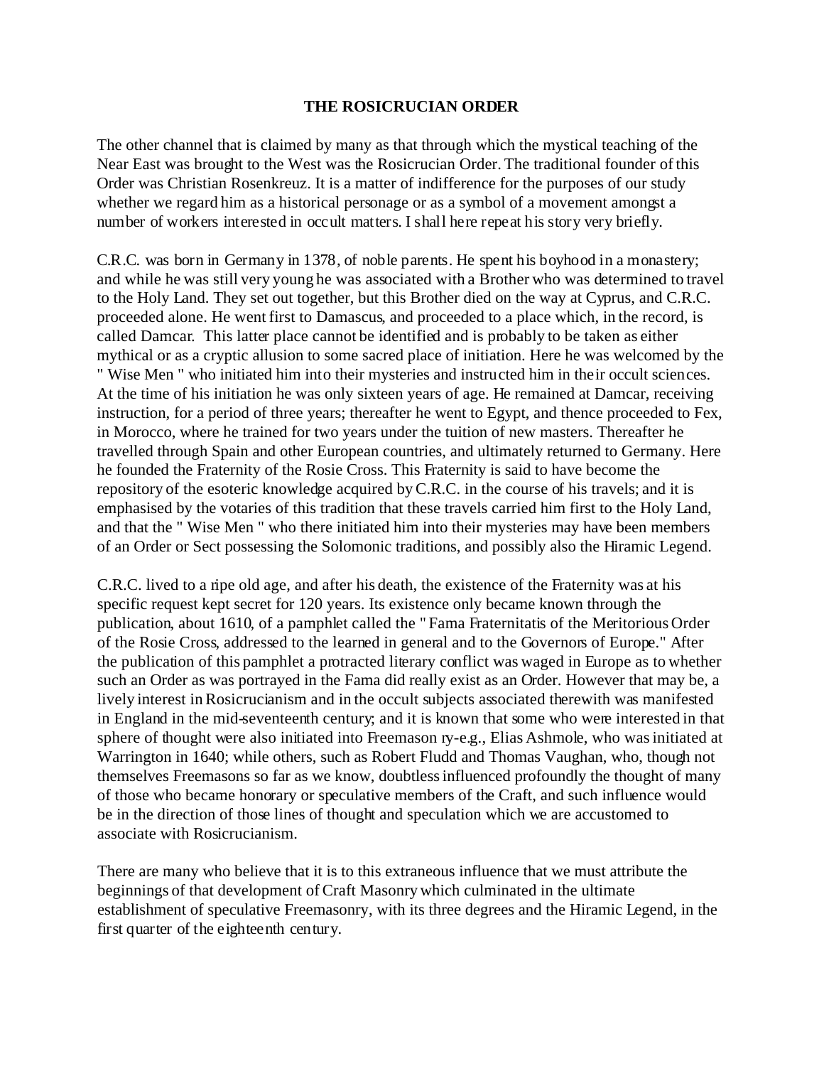# THE ROSICRUCIAN ORDER

The other channel that is claimed by many as that through which the mystical teaching of the Near East was brought to the West was the Rosicrucian Order. The traditional founder of this Order was Christian Rosenkreuz. It is a matter of indifference for the purposes of our study whether we regard him as a historical personage or as a symbol of a movement amongst a number of workers interested in occult matters. I shall here repeat his story very briefly.

C.R.C. was born in Germany in 1378, of noble parents. He spent his boyhood in a monastery; and while he was still very young he was associated with a Brother who was determined to travel to the Holy Land. They set out together, but this Brother died on the way at Cyprus, and C.R.C. proceeded alone. He went first to Damascus, and proceeded to a place which, in the record, is called Damcar. This latter place cannot be identified and is probably to be taken as either mythical or as a cryptic allusion to some sacred place of initiation. Here he was welcomed by the " Wise Men " who initiated him into their mysteries and instructed him in their occult sciences. At the time of his initiation he was only sixteen years of age. He remained at Damcar, receiving instruction, for a period of three years; thereafter he went to Egypt, and thence proceeded to Fex, in Morocco, where he trained for two years under the tuition of new masters. Thereafter he travelled through Spain and other European countries, and ultimately returned to Germany. Here he founded the Fraternity of the Rosie Cross. This Fraternity is said to have become the repository of the esoteric knowledge acquired by C.R.C. in the course of his travels; and it is emphasised by the votaries of this tradition that these travels carried him first to the Holy Land, and that the " Wise Men " who there initiated him into their mysteries may have been members of an Order or Sect possessing the Solomonic traditions, and possibly also the Hiramic Legend.

C.R.C. lived to a ripe old age, and after his death, the existence of the Fraternity was at his specific request kept secret for 120 years. Its existence only became known through the publication, about 1610, of a pamphlet called the " Fama Fraternitatis of the Meritorious Order of the Rosie Cross, addressed to the learned in general and to the Governors of Europe." After the publication of this pamphlet a protracted literary conflict was waged in Europe as to whether such an Order as was portrayed in the Fama did really exist as an Order. However that may be, a lively interest in Rosicrucianism and in the occult subjects associated therewith was manifested in England in the mid-seventeenth century; and it is known that some who were interested in that sphere of thought were also initiated into Freemason ry-e.g., Elias Ashmole, who was initiated at Warrington in 1640; while others, such as Robert Fludd and Thomas Vaughan, who, though not themselves Freemasons so far as we know, doubtless influenced profoundly the thought of many of those who became honorary or speculative members of the Craft, and such influence would be in the direction of those lines of thought and speculation which we are accustomed to associate with Rosicrucianism.

There are many who believe that it is to this extraneous influence that we must attribute the beginnings of that development of Craft Masonry which culminated in the ultimate establishment of speculative Freemasonry, with its three degrees and the Hiramic Legend, in the first quarter of the eighteenth century.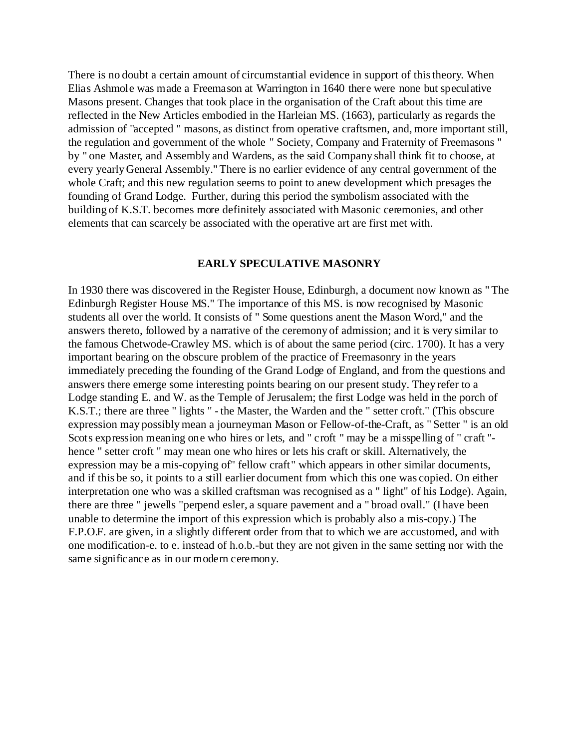There is no doubt a certain amount of circumstantial evidence in support of this theory. When Elias Ashmole was made a Freemason at Warrington in 1640 there were none but speculative Masons present. Changes that took place in the organisation of the Craft about this time are reflected in the New Articles embodied in the Harleian MS. (1663), particularly as regards the admission of "accepted " masons, as distinct from operative craftsmen, and, more important still, the regulation and government of the whole " Society, Company and Fraternity of Freemasons " by " one Master, and Assembly and Wardens, as the said Company shall think fit to choose, at every yearly General Assembly." There is no earlier evidence of any central government of the whole Craft; and this new regulation seems to point to anew development which presages the founding of Grand Lodge. Further, during this period the symbolism associated with the building of K.S.T. becomes more definitely associated with Masonic ceremonies, and other elements that can scarcely be associated with the operative art are first met with.

## EARLY SPECULATIVE MASONRY

In 1930 there was discovered in the Register House, Edinburgh, a document now known as " The Edinburgh Register House MS." The importance of this MS. is now recognised by Masonic students all over the world. It consists of " Some questions anent the Mason Word," and the answers thereto, followed by a narrative of the ceremony of admission; and it is very similar to the famous Chetwode-Crawley MS. which is of about the same period (circ. 1700). It has a very important bearing on the obscure problem of the practice of Freemasonry in the years immediately preceding the founding of the Grand Lodge of England, and from the questions and answers there emerge some interesting points bearing on our present study. They refer to a Lodge standing E. and W. as the Temple of Jerusalem; the first Lodge was held in the porch of K.S.T.; there are three " lights " - the Master, the Warden and the " setter croft." (This obscure expression may possibly mean a journeyman Mason or Fellow-of-the-Craft, as " Setter " is an old Scots expression meaning one who hires or lets, and " croft " may be a misspelling of " craft "- hence " setter croft " may mean one who hires or lets his craft or skill. Alternatively, the expression may be a mis-copying of" fellow craft" which appears in other similar documents, and if this be so, it points to a still earlier document from which this one was copied. On either interpretation one who was a skilled craftsman was recognised as a " light" of his Lodge). Again, there are three " jewells "perpend esler, a square pavement and a " broad ovall." (I have been unable to determine the import of this expression which is probably also a mis-copy.) The F.P.O.F. are given, in a slightly different order from that to which we are accustomed, and with one modification-e. to e. instead of h.o.b.-but they are not given in the same setting nor with the same significance as in our modern ceremony.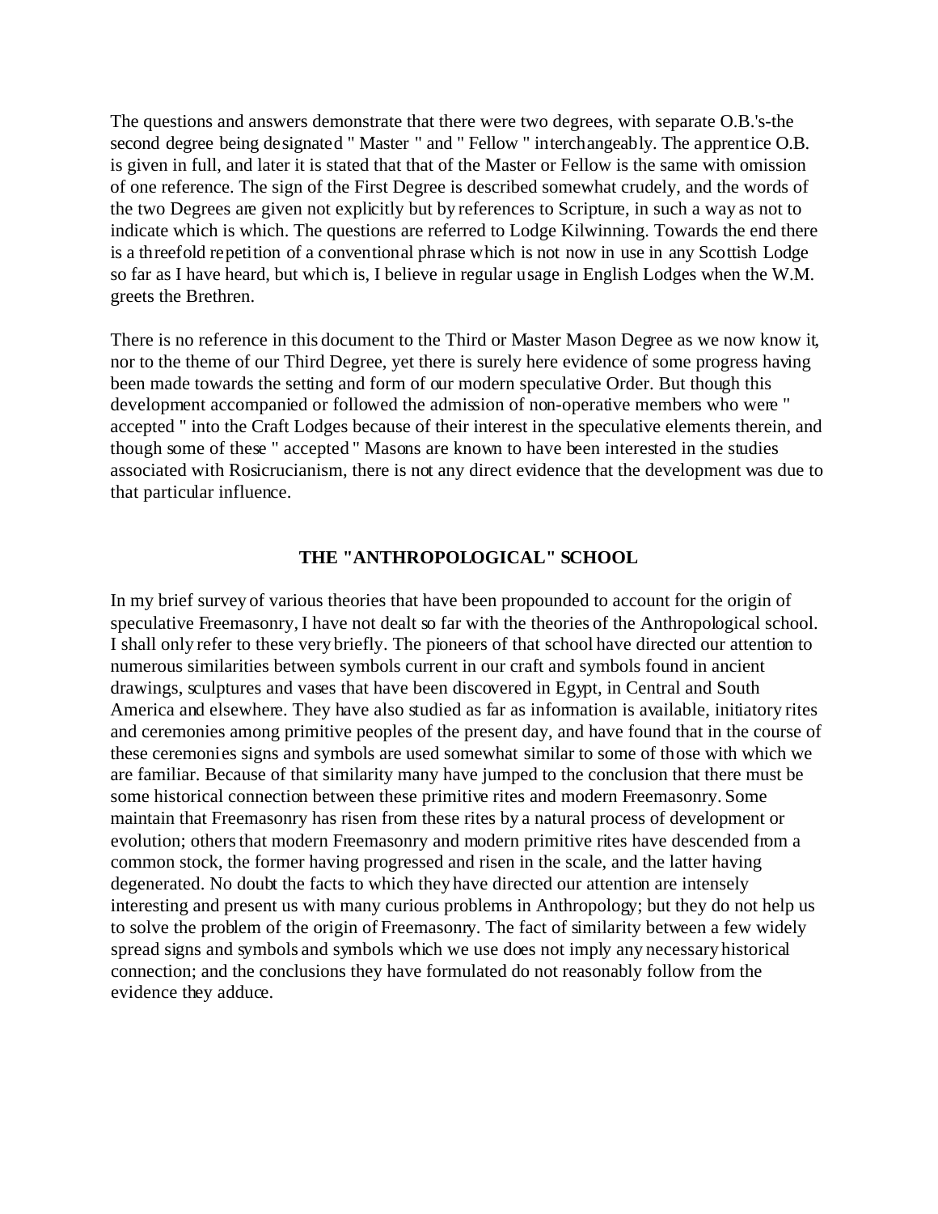The questions and answers demonstrate that there were two degrees, with separate O.B.'s-the second degree being designated " Master " and " Fellow " interchangeably. The apprentice O.B. is given in full, and later it is stated that that of the Master or Fellow is the same with omission of one reference. The sign of the First Degree is described somewhat crudely, and the words of the two Degrees are given not explicitly but by references to Scripture, in such a way as not to indicate which is which. The questions are referred to Lodge Kilwinning. Towards the end there is a threefold repetition of a conventional phrase which is not now in use in any Scottish Lodge so far as I have heard, but which is, I believe in regular usage in English Lodges when the W.M. greets the Brethren.

There is no reference in this document to the Third or Master Mason Degree as we now know it, nor to the theme of our Third Degree, yet there is surely here evidence of some progress having been made towards the setting and form of our modern speculative Order. But though this development accompanied or followed the admission of non-operative members who were " accepted " into the Craft Lodges because of their interest in the speculative elements therein, and though some of these " accepted " Masons are known to have been interested in the studies associated with Rosicrucianism, there is not any direct evidence that the development was due to that particular influence.

### THE "ANTHROPOLOGICAL" SCHOOL

In my brief survey of various theories that have been propounded to account for the origin of speculative Freemasonry, I have not dealt so far with the theories of the Anthropological school. I shall only refer to these very briefly. The pioneers of that school have directed our attention to numerous similarities between symbols current in our craft and symbols found in ancient drawings, sculptures and vases that have been discovered in Egypt, in Central and South America and elsewhere. They have also studied as far as information is available, initiatory rites and ceremonies among primitive peoples of the present day, and have found that in the course of these ceremonies signs and symbols are used somewhat similar to some of those with which we are familiar. Because of that similarity many have jumped to the conclusion that there must be some historical connection between these primitive rites and modern Freemasonry. Some maintain that Freemasonry has risen from these rites by a natural process of development or evolution; others that modern Freemasonry and modern primitive rites have descended from a common stock, the former having progressed and risen in the scale, and the latter having degenerated. No doubt the facts to which they have directed our attention are intensely interesting and present us with many curious problems in Anthropology; but they do not help us to solve the problem of the origin of Freemasonry. The fact of similarity between a few widely spread signs and symbols and symbols which we use does not imply any necessary historical connection; and the conclusions they have formulated do not reasonably follow from the evidence they adduce.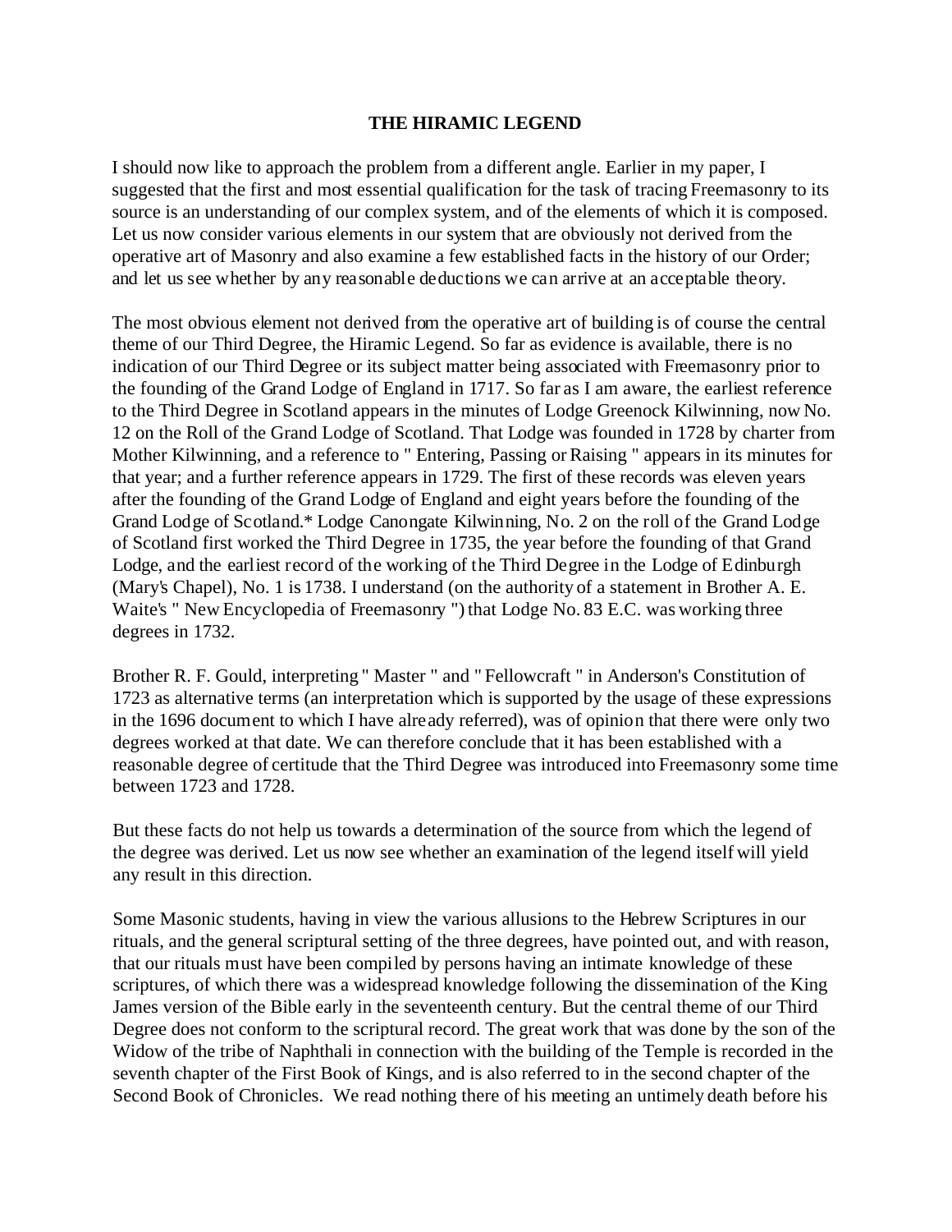## THE HIRAMIC LEGEND

I should now like to approach the problem from a different angle. Earlier in my paper, I suggested that the first and most essential qualification for the task of tracing Freemasonry to its source is an understanding of our complex system, and of the elements of which it is composed. Let us now consider various elements in our system that are obviously not derived from the operative art of Masonry and also examine a few established facts in the history of our Order; and let us see whether by any reasonable deductions we can arrive at an acceptable theory.

The most obvious element not derived from the operative art of building is of course the central theme of our Third Degree, the Hiramic Legend. So far as evidence is available, there is no indication of our Third Degree or its subject matter being associated with Freemasonry prior to the founding of the Grand Lodge of England in 1717. So far as I am aware, the earliest reference to the Third Degree in Scotland appears in the minutes of Lodge Greenock Kilwinning, now No. 12 on the Roll of the Grand Lodge of Scotland. That Lodge was founded in 1728 by charter from Mother Kilwinning, and a reference to " Entering, Passing or Raising " appears in its minutes for that year; and a further reference appears in 1729. The first of these records was eleven years after the founding of the Grand Lodge of England and eight years before the founding of the Grand Lodge of Scotland.* Lodge Canongate Kilwinning, No. 2 on the roll of the Grand Lodge of Scotland first worked the Third Degree in 1735, the year before the founding of that Grand Lodge, and the earliest record of the working of the Third Degree in the Lodge of Edinburgh (Mary's Chapel), No. 1 is 1738. I understand (on the authority of a statement in Brother A. E. Waite's " New Encyclopedia of Freemasonry ") that Lodge No. 83 E.C. was working three degrees in 1732.

Brother R. F. Gould, interpreting " Master " and " Fellowcraft " in Anderson's Constitution of 1723 as alternative terms (an interpretation which is supported by the usage of these expressions in the 1696 document to which I have already referred), was of opinion that there were only two degrees worked at that date. We can therefore conclude that it has been established with a reasonable degree of certitude that the Third Degree was introduced into Freemasonry some time between 1723 and 1728.

But these facts do not help us towards a determination of the source from which the legend of the degree was derived. Let us now see whether an examination of the legend itself will yield any result in this direction.

Some Masonic students, having in view the various allusions to the Hebrew Scriptures in our rituals, and the general scriptural setting of the three degrees, have pointed out, and with reason, that our rituals must have been compiled by persons having an intimate knowledge of these scriptures, of which there was a widespread knowledge following the dissemination of the King James version of the Bible early in the seventeenth century. But the central theme of our Third Degree does not conform to the scriptural record. The great work that was done by the son of the Widow of the tribe of Naphthali in connection with the building of the Temple is recorded in the seventh chapter of the First Book of Kings, and is also referred to in the second chapter of the Second Book of Chronicles. We read nothing there of his meeting an untimely death before his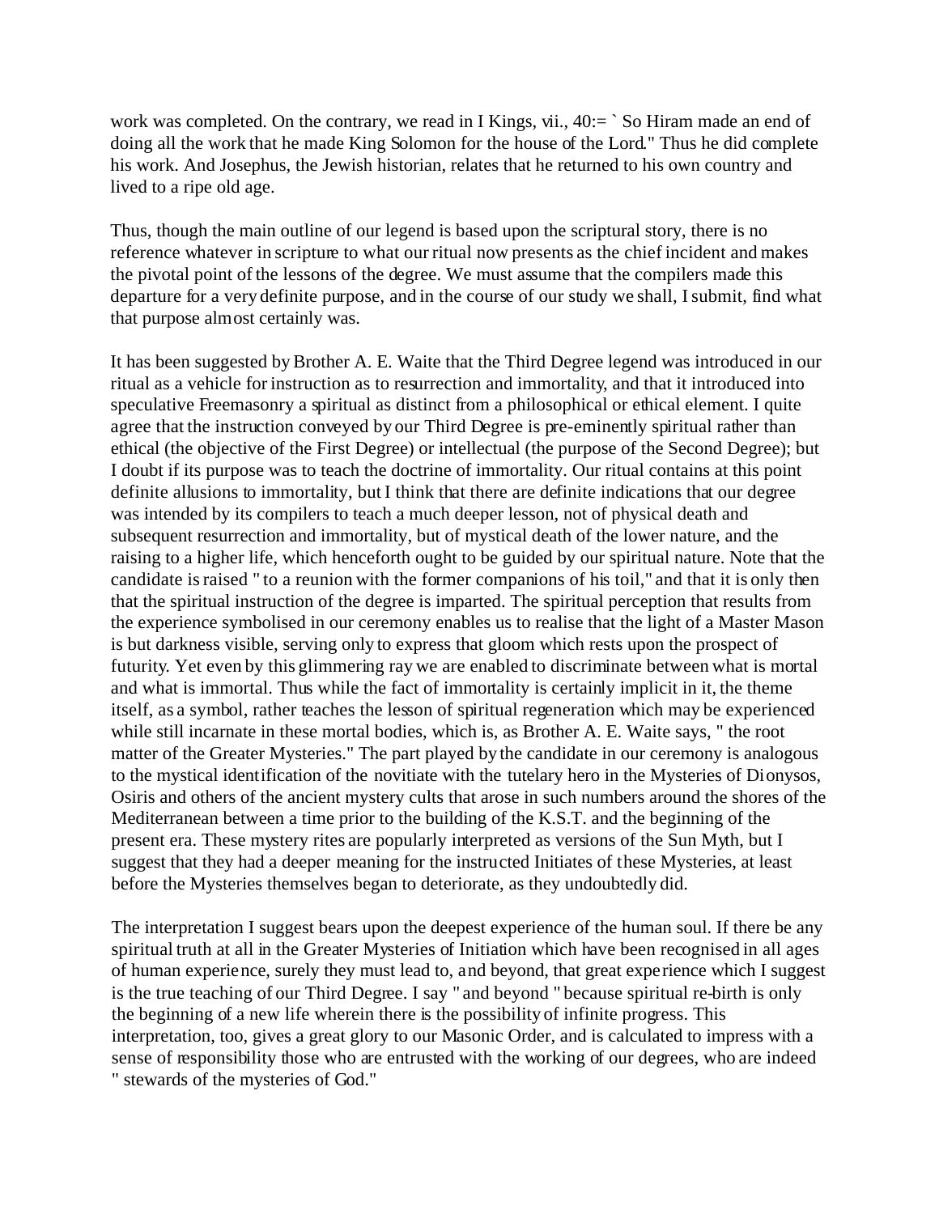work was completed. On the contrary, we read in I Kings, vii., 40:= ` So Hiram made an end of doing all the work that he made King Solomon for the house of the Lord." Thus he did complete his work. And Josephus, the Jewish historian, relates that he returned to his own country and lived to a ripe old age.

Thus, though the main outline of our legend is based upon the scriptural story, there is no reference whatever in scripture to what our ritual now presents as the chief incident and makes the pivotal point of the lessons of the degree. We must assume that the compilers made this departure for a very definite purpose, and in the course of our study we shall, I submit, find what that purpose almost certainly was.

It has been suggested by Brother A. E. Waite that the Third Degree legend was introduced in our ritual as a vehicle for instruction as to resurrection and immortality, and that it introduced into speculative Freemasonry a spiritual as distinct from a philosophical or ethical element. I quite agree that the instruction conveyed by our Third Degree is pre-eminently spiritual rather than ethical (the objective of the First Degree) or intellectual (the purpose of the Second Degree); but I doubt if its purpose was to teach the doctrine of immortality. Our ritual contains at this point definite allusions to immortality, but I think that there are definite indications that our degree was intended by its compilers to teach a much deeper lesson, not of physical death and subsequent resurrection and immortality, but of mystical death of the lower nature, and the raising to a higher life, which henceforth ought to be guided by our spiritual nature. Note that the candidate is raised " to a reunion with the former companions of his toil," and that it is only then that the spiritual instruction of the degree is imparted. The spiritual perception that results from the experience symbolised in our ceremony enables us to realise that the light of a Master Mason is but darkness visible, serving only to express that gloom which rests upon the prospect of futurity. Yet even by this glimmering ray we are enabled to discriminate between what is mortal and what is immortal. Thus while the fact of immortality is certainly implicit in it, the theme itself, as a symbol, rather teaches the lesson of spiritual regeneration which may be experienced while still incarnate in these mortal bodies, which is, as Brother A. E. Waite says, " the root matter of the Greater Mysteries." The part played by the candidate in our ceremony is analogous to the mystical identification of the novitiate with the tutelary hero in the Mysteries of Dionysos, Osiris and others of the ancient mystery cults that arose in such numbers around the shores of the Mediterranean between a time prior to the building of the K.S.T. and the beginning of the present era. These mystery rites are popularly interpreted as versions of the Sun Myth, but I suggest that they had a deeper meaning for the instructed Initiates of these Mysteries, at least before the Mysteries themselves began to deteriorate, as they undoubtedly did.

The interpretation I suggest bears upon the deepest experience of the human soul. If there be any spiritual truth at all in the Greater Mysteries of Initiation which have been recognised in all ages of human experience, surely they must lead to, and beyond, that great experience which I suggest is the true teaching of our Third Degree. I say " and beyond " because spiritual re-birth is only the beginning of a new life wherein there is the possibility of infinite progress. This interpretation, too, gives a great glory to our Masonic Order, and is calculated to impress with a sense of responsibility those who are entrusted with the working of our degrees, who are indeed " stewards of the mysteries of God."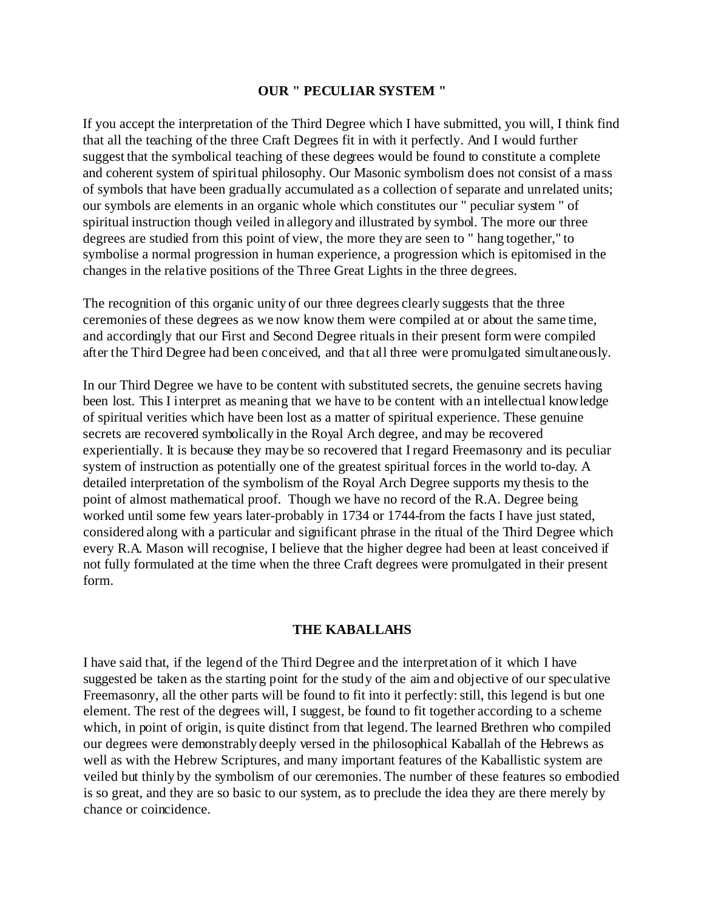## OUR " PECULIAR SYSTEM "

If you accept the interpretation of the Third Degree which I have submitted, you will, I think find that all the teaching of the three Craft Degrees fit in with it perfectly. And I would further suggest that the symbolical teaching of these degrees would be found to constitute a complete and coherent system of spiritual philosophy. Our Masonic symbolism does not consist of a mass of symbols that have been gradually accumulated as a collection of separate and unrelated units; our symbols are elements in an organic whole which constitutes our " peculiar system " of spiritual instruction though veiled in allegory and illustrated by symbol. The more our three degrees are studied from this point of view, the more they are seen to " hang together," to symbolise a normal progression in human experience, a progression which is epitomised in the changes in the relative positions of the Three Great Lights in the three degrees.

The recognition of this organic unity of our three degrees clearly suggests that the three ceremonies of these degrees as we now know them were compiled at or about the same time, and accordingly that our First and Second Degree rituals in their present form were compiled after the Third Degree had been conceived, and that all three were promulgated simultaneously.

In our Third Degree we have to be content with substituted secrets, the genuine secrets having been lost. This I interpret as meaning that we have to be content with an intellectual knowledge of spiritual verities which have been lost as a matter of spiritual experience. These genuine secrets are recovered symbolically in the Royal Arch degree, and may be recovered experientially. It is because they may be so recovered that I regard Freemasonry and its peculiar system of instruction as potentially one of the greatest spiritual forces in the world to-day. A detailed interpretation of the symbolism of the Royal Arch Degree supports my thesis to the point of almost mathematical proof. Though we have no record of the R.A. Degree being worked until some few years later-probably in 1734 or 1744-from the facts I have just stated, considered along with a particular and significant phrase in the ritual of the Third Degree which every R.A. Mason will recognise, I believe that the higher degree had been at least conceived if not fully formulated at the time when the three Craft degrees were promulgated in their present form.

## THE KABALLAHS

I have said that, if the legend of the Third Degree and the interpretation of it which I have suggested be taken as the starting point for the study of the aim and objective of our speculative Freemasonry, all the other parts will be found to fit into it perfectly: still, this legend is but one element. The rest of the degrees will, I suggest, be found to fit together according to a scheme which, in point of origin, is quite distinct from that legend. The learned Brethren who compiled our degrees were demonstrably deeply versed in the philosophical Kaballah of the Hebrews as well as with the Hebrew Scriptures, and many important features of the Kaballistic system are veiled but thinly by the symbolism of our ceremonies. The number of these features so embodied is so great, and they are so basic to our system, as to preclude the idea they are there merely by chance or coincidence.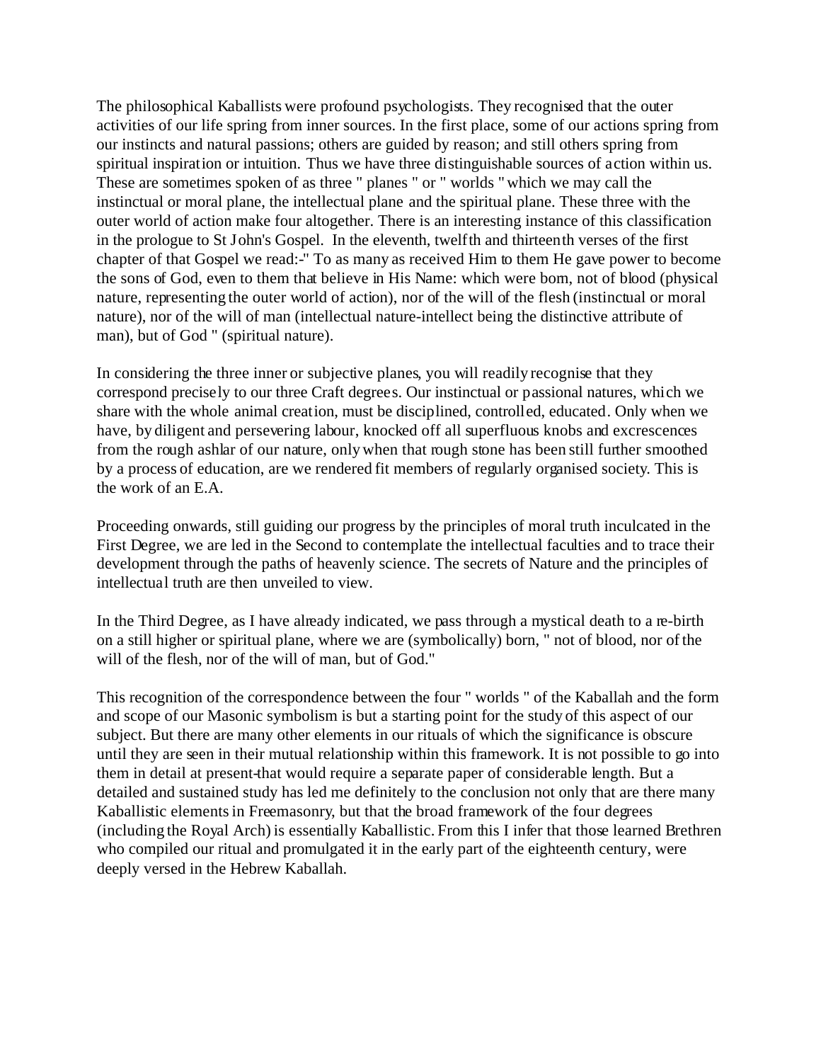The philosophical Kaballists were profound psychologists. They recognised that the outer activities of our life spring from inner sources. In the first place, some of our actions spring from our instincts and natural passions; others are guided by reason; and still others spring from spiritual inspiration or intuition. Thus we have three distinguishable sources of action within us. These are sometimes spoken of as three " planes " or " worlds " which we may call the instinctual or moral plane, the intellectual plane and the spiritual plane. These three with the outer world of action make four altogether. There is an interesting instance of this classification in the prologue to St John's Gospel. In the eleventh, twelfth and thirteenth verses of the first chapter of that Gospel we read:-" To as many as received Him to them He gave power to become the sons of God, even to them that believe in His Name: which were born, not of blood (physical nature, representing the outer world of action), nor of the will of the flesh (instinctual or moral nature), nor of the will of man (intellectual nature-intellect being the distinctive attribute of man), but of God " (spiritual nature).

In considering the three inner or subjective planes, you will readily recognise that they correspond precisely to our three Craft degrees. Our instinctual or passional natures, which we share with the whole animal creation, must be disciplined, controlled, educated. Only when we have, by diligent and persevering labour, knocked off all superfluous knobs and excrescences from the rough ashlar of our nature, only when that rough stone has been still further smoothed by a process of education, are we rendered fit members of regularly organised society. This is the work of an E.A.

Proceeding onwards, still guiding our progress by the principles of moral truth inculcated in the First Degree, we are led in the Second to contemplate the intellectual faculties and to trace their development through the paths of heavenly science. The secrets of Nature and the principles of intellectual truth are then unveiled to view.

In the Third Degree, as I have already indicated, we pass through a mystical death to a re-birth on a still higher or spiritual plane, where we are (symbolically) born, " not of blood, nor of the will of the flesh, nor of the will of man, but of God."

This recognition of the correspondence between the four " worlds " of the Kaballah and the form and scope of our Masonic symbolism is but a starting point for the study of this aspect of our subject. But there are many other elements in our rituals of which the significance is obscure until they are seen in their mutual relationship within this framework. It is not possible to go into them in detail at present-that would require a separate paper of considerable length. But a detailed and sustained study has led me definitely to the conclusion not only that are there many Kaballistic elements in Freemasonry, but that the broad framework of the four degrees (including the Royal Arch) is essentially Kaballistic. From this I infer that those learned Brethren who compiled our ritual and promulgated it in the early part of the eighteenth century, were deeply versed in the Hebrew Kaballah.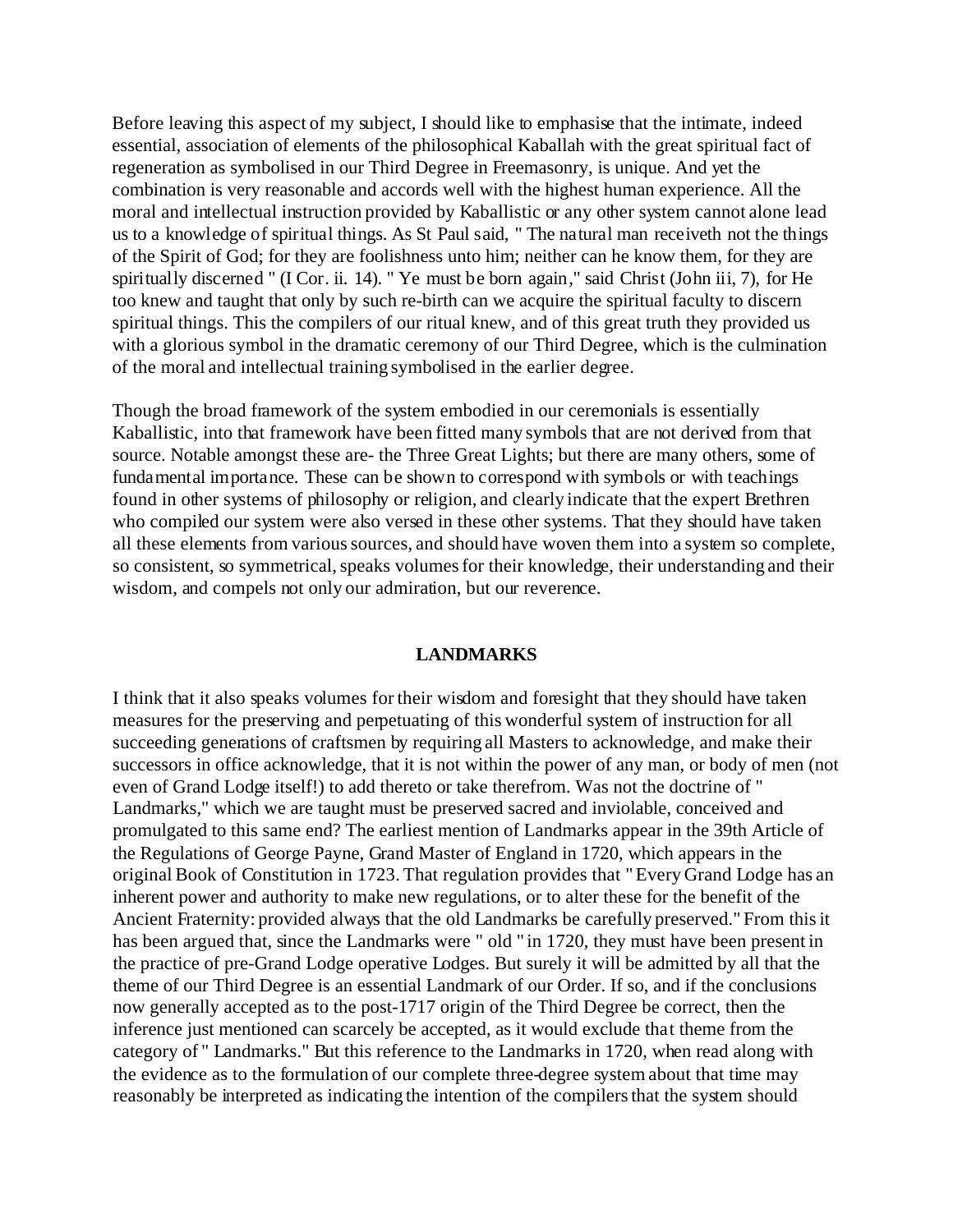Before leaving this aspect of my subject, I should like to emphasise that the intimate, indeed essential, association of elements of the philosophical Kaballah with the great spiritual fact of regeneration as symbolised in our Third Degree in Freemasonry, is unique. And yet the combination is very reasonable and accords well with the highest human experience. All the moral and intellectual instruction provided by Kaballistic or any other system cannot alone lead us to a knowledge of spiritual things. As St Paul said, " The natural man receiveth not the things of the Spirit of God; for they are foolishness unto him; neither can he know them, for they are spiritually discerned " (I Cor. ii. 14). " Ye must be born again," said Christ (John iii, 7), for He too knew and taught that only by such re-birth can we acquire the spiritual faculty to discern spiritual things. This the compilers of our ritual knew, and of this great truth they provided us with a glorious symbol in the dramatic ceremony of our Third Degree, which is the culmination of the moral and intellectual training symbolised in the earlier degree.

Though the broad framework of the system embodied in our ceremonials is essentially Kaballistic, into that framework have been fitted many symbols that are not derived from that source. Notable amongst these are- the Three Great Lights; but there are many others, some of fundamental importance. These can be shown to correspond with symbols or with teachings found in other systems of philosophy or religion, and clearly indicate that the expert Brethren who compiled our system were also versed in these other systems. That they should have taken all these elements from various sources, and should have woven them into a system so complete, so consistent, so symmetrical, speaks volumes for their knowledge, their understanding and their wisdom, and compels not only our admiration, but our reverence.

## LANDMARKS

I think that it also speaks volumes for their wisdom and foresight that they should have taken measures for the preserving and perpetuating of this wonderful system of instruction for all succeeding generations of craftsmen by requiring all Masters to acknowledge, and make their successors in office acknowledge, that it is not within the power of any man, or body of men (not even of Grand Lodge itself!) to add thereto or take therefrom. Was not the doctrine of " Landmarks," which we are taught must be preserved sacred and inviolable, conceived and promulgated to this same end? The earliest mention of Landmarks appear in the 39th Article of the Regulations of George Payne, Grand Master of England in 1720, which appears in the original Book of Constitution in 1723. That regulation provides that " Every Grand Lodge has an inherent power and authority to make new regulations, or to alter these for the benefit of the Ancient Fraternity: provided always that the old Landmarks be carefully preserved." From this it has been argued that, since the Landmarks were " old " in 1720, they must have been present in the practice of pre-Grand Lodge operative Lodges. But surely it will be admitted by all that the theme of our Third Degree is an essential Landmark of our Order. If so, and if the conclusions now generally accepted as to the post-1717 origin of the Third Degree be correct, then the inference just mentioned can scarcely be accepted, as it would exclude that theme from the category of " Landmarks." But this reference to the Landmarks in 1720, when read along with the evidence as to the formulation of our complete three-degree system about that time may reasonably be interpreted as indicating the intention of the compilers that the system should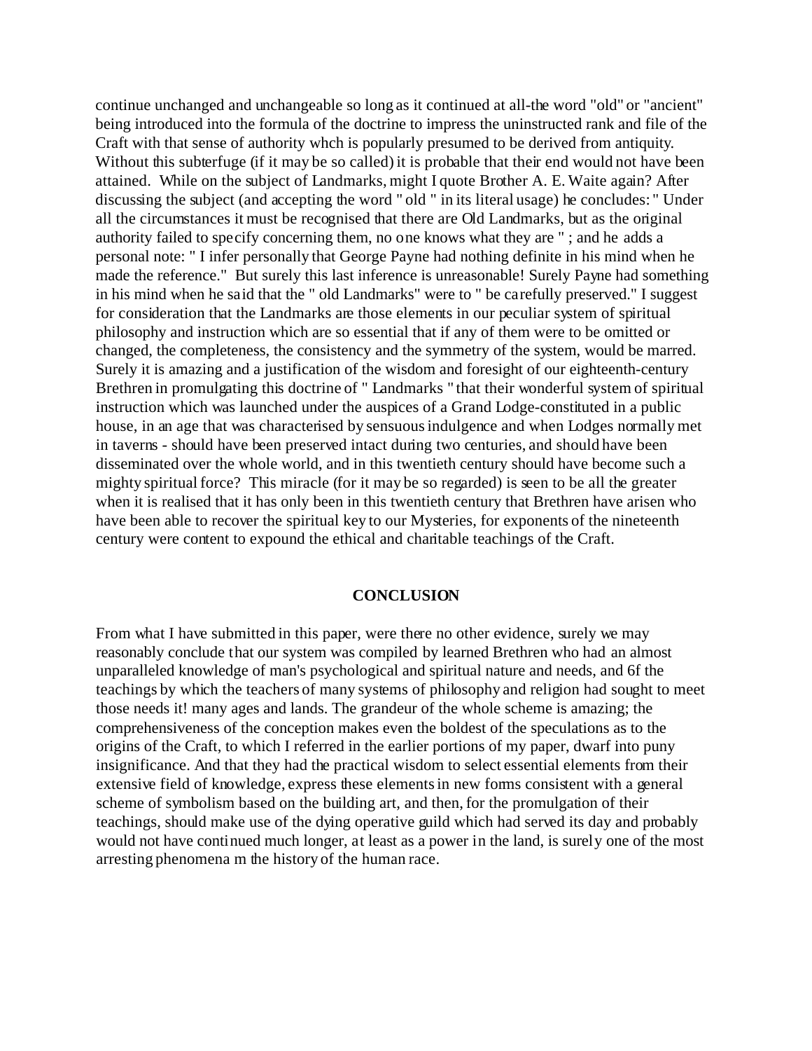continue unchanged and unchangeable so long as it continued at all-the word "old" or "ancient" being introduced into the formula of the doctrine to impress the uninstructed rank and file of the Craft with that sense of authority whch is popularly presumed to be derived from antiquity. Without this subterfuge (if it may be so called) it is probable that their end would not have been attained. While on the subject of Landmarks, might I quote Brother A. E. Waite again? After discussing the subject (and accepting the word " old " in its literal usage) he concludes: " Under all the circumstances it must be recognised that there are Old Landmarks, but as the original authority failed to specify concerning them, no one knows what they are " ; and he adds a personal note: " I infer personally that George Payne had nothing definite in his mind when he made the reference." But surely this last inference is unreasonable! Surely Payne had something in his mind when he said that the " old Landmarks" were to " be carefully preserved." I suggest for consideration that the Landmarks are those elements in our peculiar system of spiritual philosophy and instruction which are so essential that if any of them were to be omitted or changed, the completeness, the consistency and the symmetry of the system, would be marred. Surely it is amazing and a justification of the wisdom and foresight of our eighteenth-century Brethren in promulgating this doctrine of " Landmarks " that their wonderful system of spiritual instruction which was launched under the auspices of a Grand Lodge-constituted in a public house, in an age that was characterised by sensuous indulgence and when Lodges normally met in taverns - should have been preserved intact during two centuries, and should have been disseminated over the whole world, and in this twentieth century should have become such a mighty spiritual force? This miracle (for it may be so regarded) is seen to be all the greater when it is realised that it has only been in this twentieth century that Brethren have arisen who have been able to recover the spiritual key to our Mysteries, for exponents of the nineteenth century were content to expound the ethical and charitable teachings of the Craft.

## CONCLUSION

From what I have submitted in this paper, were there no other evidence, surely we may reasonably conclude that our system was compiled by learned Brethren who had an almost unparalleled knowledge of man's psychological and spiritual nature and needs, and 6f the teachings by which the teachers of many systems of philosophy and religion had sought to meet those needs it! many ages and lands. The grandeur of the whole scheme is amazing; the comprehensiveness of the conception makes even the boldest of the speculations as to the origins of the Craft, to which I referred in the earlier portions of my paper, dwarf into puny insignificance. And that they had the practical wisdom to select essential elements from their extensive field of knowledge, express these elements in new forms consistent with a general scheme of symbolism based on the building art, and then, for the promulgation of their teachings, should make use of the dying operative guild which had served its day and probably would not have continued much longer, at least as a power in the land, is surely one of the most arresting phenomena m the history of the human race.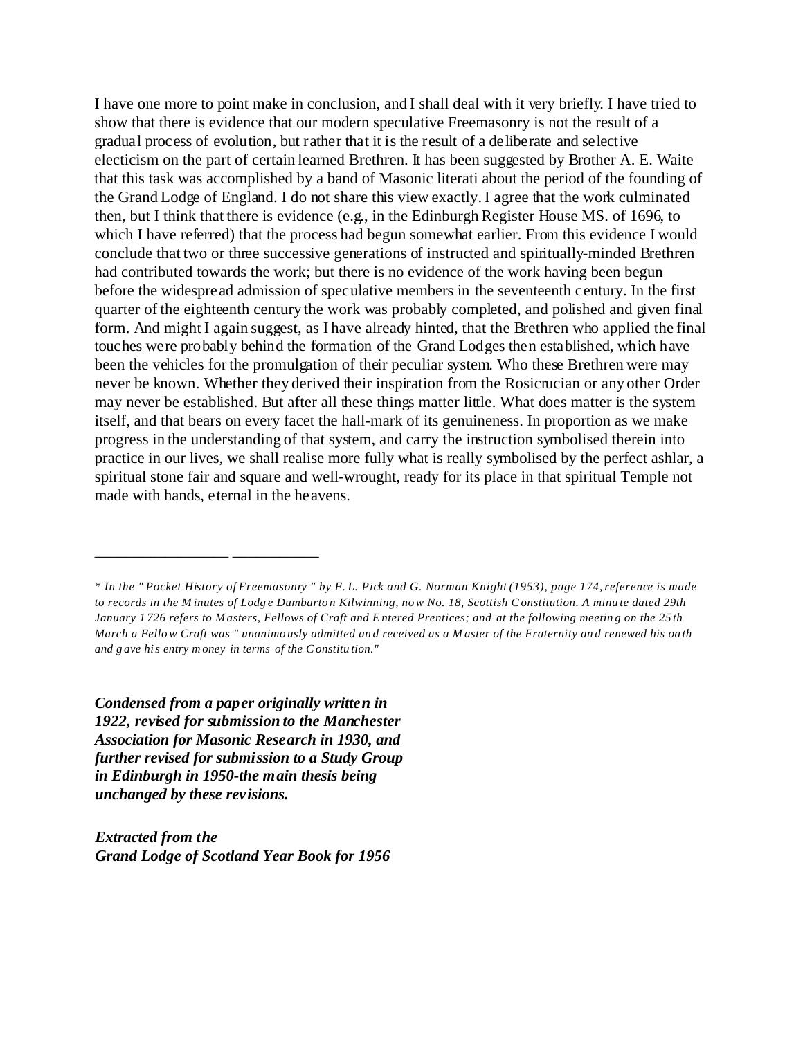I have one more to point make in conclusion, and I shall deal with it very briefly. I have tried to show that there is evidence that our modern speculative Freemasonry is not the result of a gradual process of evolution, but rather that it is the result of a deliberate and selective electicism on the part of certain learned Brethren. It has been suggested by Brother A. E. Waite that this task was accomplished by a band of Masonic literati about the period of the founding of the Grand Lodge of England. I do not share this view exactly. I agree that the work culminated then, but I think that there is evidence (e.g., in the Edinburgh Register House MS. of 1696, to which I have referred) that the process had begun somewhat earlier. From this evidence I would conclude that two or three successive generations of instructed and spiritually-minded Brethren had contributed towards the work; but there is no evidence of the work having been begun before the widespread admission of speculative members in the seventeenth century. In the first quarter of the eighteenth century the work was probably completed, and polished and given final form. And might I again suggest, as I have already hinted, that the Brethren who applied the final touches were probably behind the formation of the Grand Lodges then established, which have been the vehicles for the promulgation of their peculiar system. Who these Brethren were may never be known. Whether they derived their inspiration from the Rosicrucian or any other Order may never be established. But after all these things matter little. What does matter is the system itself, and that bears on every facet the hall-mark of its genuineness. In proportion as we make progress in the understanding of that system, and carry the instruction symbolised therein into practice in our lives, we shall realise more fully what is really symbolised by the perfect ashlar, a spiritual stone fair and square and well-wrought, ready for its place in that spiritual Temple not made with hands, eternal in the heavens.

---

*\* In the " Pocket History of Freemasonry " by F. L. Pick and G. Norman Knight (1953), page 174, reference is made to records in the Minutes of Lodge Dumbarton Kilwinning, now No. 18, Scottish Constitution. A minute dated 29th January 1726 refers to Masters, Fellows of Craft and Entered Prentices; and at the following meeting on the 25th March a Fellow Craft was " unanimously admitted and received as a Master of the Fraternity and renewed his oath and gave his entry money in terms of the Constitution."*

***Condensed from a paper originally written in 1922, revised for submission to the Manchester Association for Masonic Research in 1930, and further revised for submission to a Study Group in Edinburgh in 1950-the main thesis being unchanged by these revisions.***

***Extracted from the***
***Grand Lodge of Scotland Year Book for 1956***